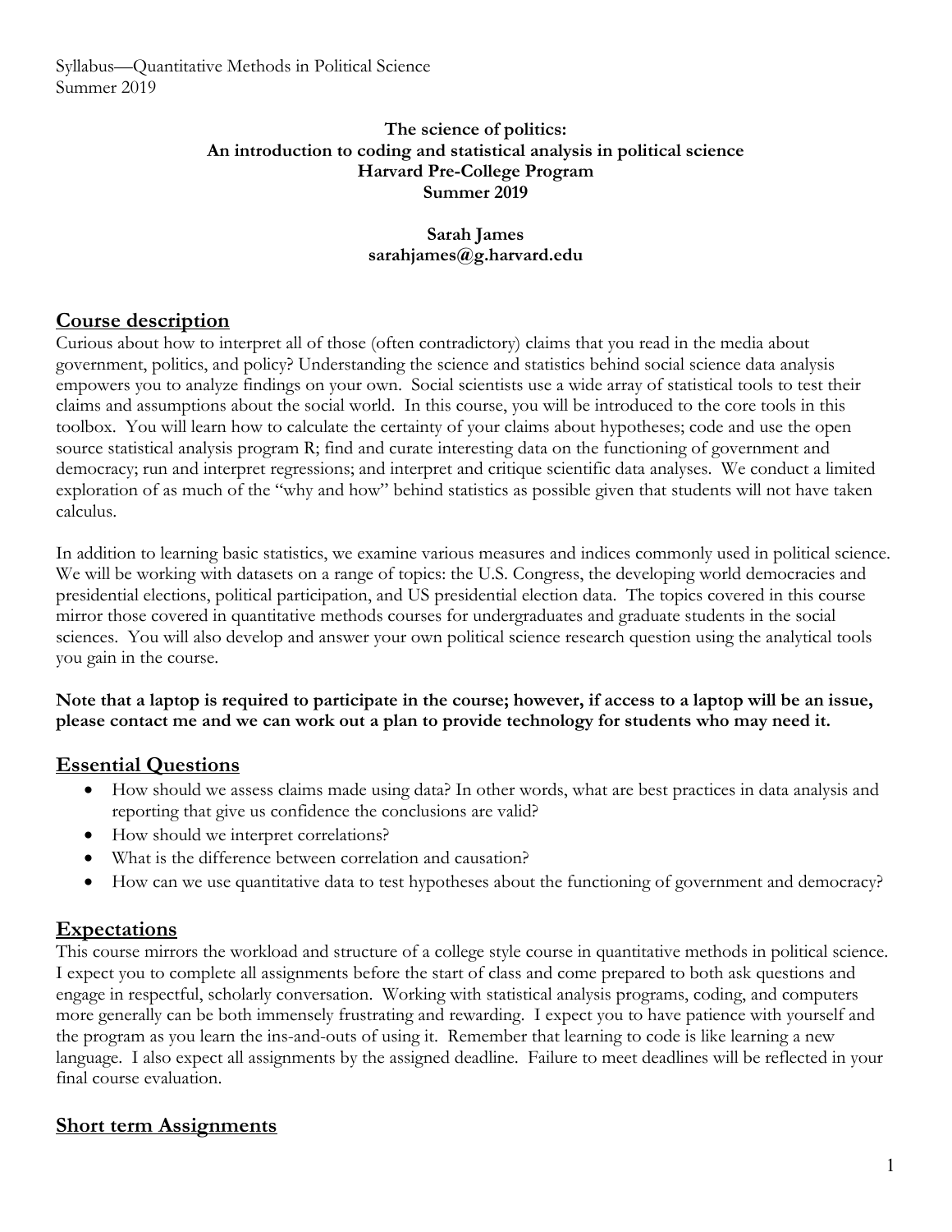Syllabus—Quantitative Methods in Political Science
Summer 2019

**The science of politics:**
**An introduction to coding and statistical analysis in political science**
**Harvard Pre-College Program**
**Summer 2019**

**Sarah James**
**sarahjames@g.harvard.edu**

## Course description

Curious about how to interpret all of those (often contradictory) claims that you read in the media about government, politics, and policy? Understanding the science and statistics behind social science data analysis empowers you to analyze findings on your own. Social scientists use a wide array of statistical tools to test their claims and assumptions about the social world. In this course, you will be introduced to the core tools in this toolbox. You will learn how to calculate the certainty of your claims about hypotheses; code and use the open source statistical analysis program R; find and curate interesting data on the functioning of government and democracy; run and interpret regressions; and interpret and critique scientific data analyses. We conduct a limited exploration of as much of the "why and how" behind statistics as possible given that students will not have taken calculus.

In addition to learning basic statistics, we examine various measures and indices commonly used in political science. We will be working with datasets on a range of topics: the U.S. Congress, the developing world democracies and presidential elections, political participation, and US presidential election data. The topics covered in this course mirror those covered in quantitative methods courses for undergraduates and graduate students in the social sciences. You will also develop and answer your own political science research question using the analytical tools you gain in the course.

**Note that a laptop is required to participate in the course; however, if access to a laptop will be an issue, please contact me and we can work out a plan to provide technology for students who may need it.**

## Essential Questions

- How should we assess claims made using data? In other words, what are best practices in data analysis and reporting that give us confidence the conclusions are valid?
- How should we interpret correlations?
- What is the difference between correlation and causation?
- How can we use quantitative data to test hypotheses about the functioning of government and democracy?

## Expectations

This course mirrors the workload and structure of a college style course in quantitative methods in political science. I expect you to complete all assignments before the start of class and come prepared to both ask questions and engage in respectful, scholarly conversation. Working with statistical analysis programs, coding, and computers more generally can be both immensely frustrating and rewarding. I expect you to have patience with yourself and the program as you learn the ins-and-outs of using it. Remember that learning to code is like learning a new language. I also expect all assignments by the assigned deadline. Failure to meet deadlines will be reflected in your final course evaluation.

## Short term Assignments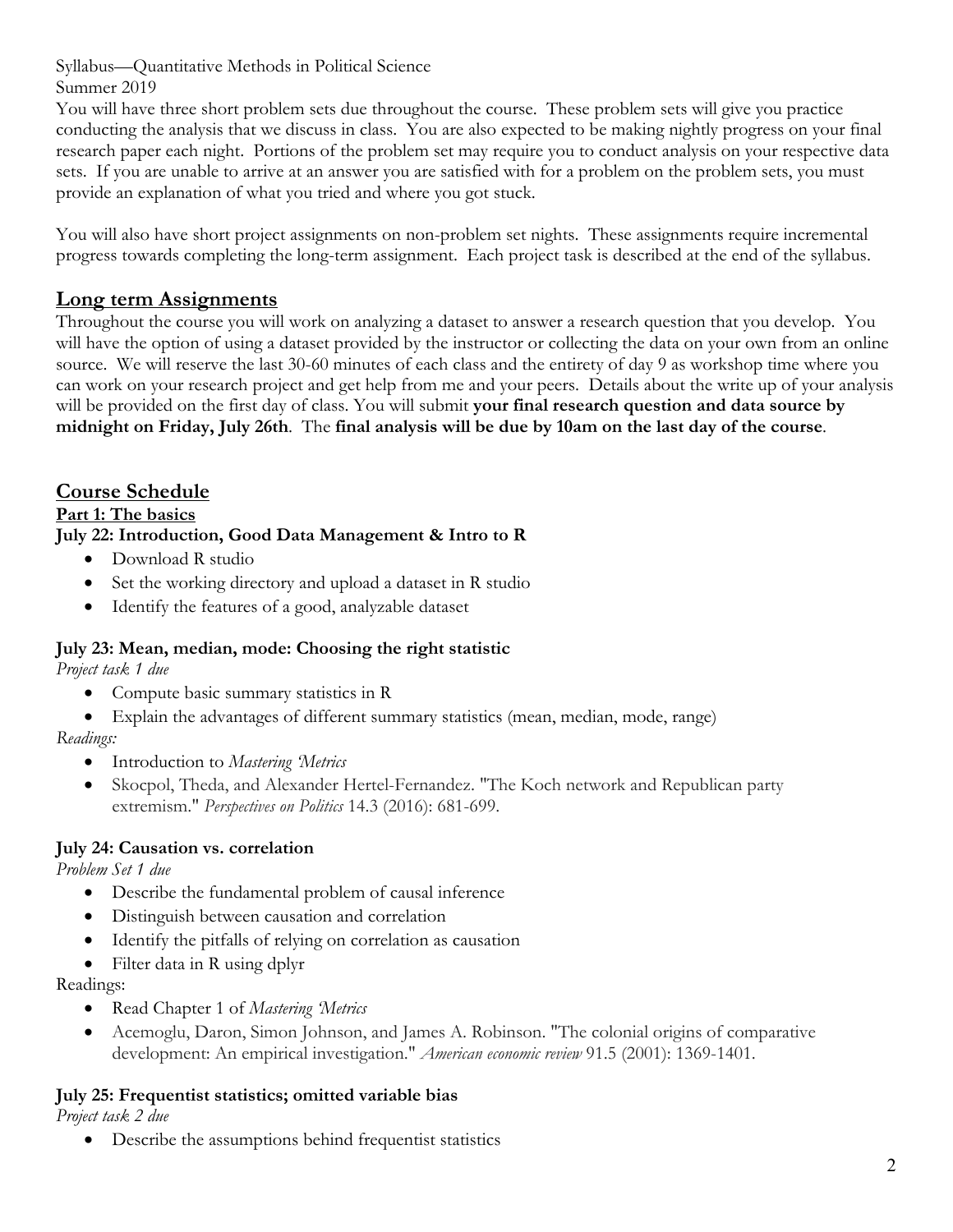Syllabus—Quantitative Methods in Political Science
Summer 2019

You will have three short problem sets due throughout the course. These problem sets will give you practice conducting the analysis that we discuss in class. You are also expected to be making nightly progress on your final research paper each night. Portions of the problem set may require you to conduct analysis on your respective data sets. If you are unable to arrive at an answer you are satisfied with for a problem on the problem sets, you must provide an explanation of what you tried and where you got stuck.

You will also have short project assignments on non-problem set nights. These assignments require incremental progress towards completing the long-term assignment. Each project task is described at the end of the syllabus.

## Long term Assignments

Throughout the course you will work on analyzing a dataset to answer a research question that you develop. You will have the option of using a dataset provided by the instructor or collecting the data on your own from an online source. We will reserve the last 30-60 minutes of each class and the entirety of day 9 as workshop time where you can work on your research project and get help from me and your peers. Details about the write up of your analysis will be provided on the first day of class. You will submit **your final research question and data source by midnight on Friday, July 26th**. The **final analysis will be due by 10am on the last day of the course**.

## Course Schedule

### Part 1: The basics

**July 22: Introduction, Good Data Management & Intro to R**

- Download R studio
- Set the working directory and upload a dataset in R studio
- Identify the features of a good, analyzable dataset

**July 23: Mean, median, mode: Choosing the right statistic**

*Project task 1 due*

- Compute basic summary statistics in R
- Explain the advantages of different summary statistics (mean, median, mode, range)

*Readings:*

- Introduction to *Mastering 'Metrics*
- Skocpol, Theda, and Alexander Hertel-Fernandez. "The Koch network and Republican party extremism." *Perspectives on Politics* 14.3 (2016): 681-699.

**July 24: Causation vs. correlation**

*Problem Set 1 due*

- Describe the fundamental problem of causal inference
- Distinguish between causation and correlation
- Identify the pitfalls of relying on correlation as causation
- Filter data in R using dplyr

Readings:

- Read Chapter 1 of *Mastering 'Metrics*
- Acemoglu, Daron, Simon Johnson, and James A. Robinson. "The colonial origins of comparative development: An empirical investigation." *American economic review* 91.5 (2001): 1369-1401.

**July 25: Frequentist statistics; omitted variable bias**

*Project task 2 due*

- Describe the assumptions behind frequentist statistics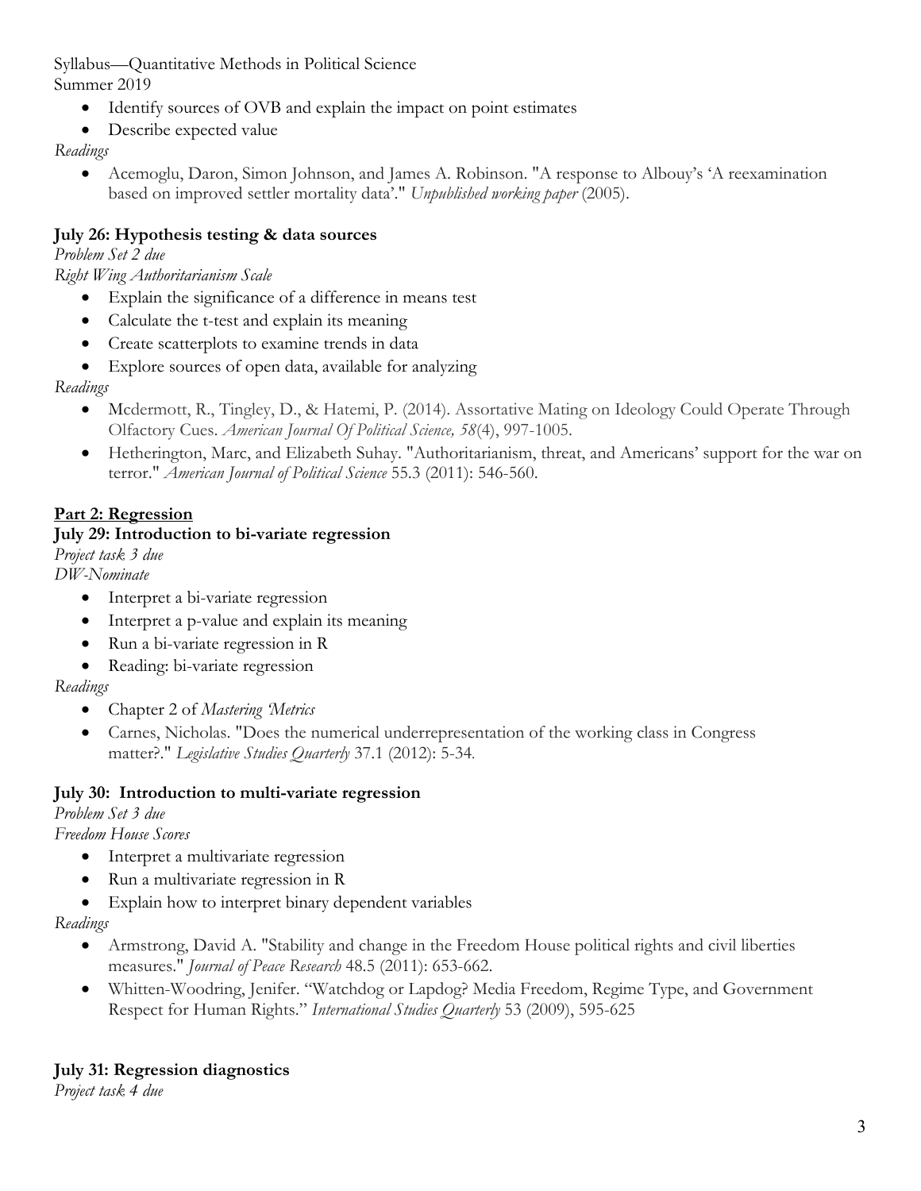- Identify sources of OVB and explain the impact on point estimates
- Describe expected value

*Readings*

- Acemoglu, Daron, Simon Johnson, and James A. Robinson. "A response to Albouy's 'A reexamination based on improved settler mortality data'." *Unpublished working paper* (2005).

**July 26: Hypothesis testing & data sources**

*Problem Set 2 due*

*Right Wing Authoritarianism Scale*

- Explain the significance of a difference in means test
- Calculate the t-test and explain its meaning
- Create scatterplots to examine trends in data
- Explore sources of open data, available for analyzing

*Readings*

- Mcdermott, R., Tingley, D., & Hatemi, P. (2014). Assortative Mating on Ideology Could Operate Through Olfactory Cues. *American Journal Of Political Science, 58*(4), 997-1005.
- Hetherington, Marc, and Elizabeth Suhay. "Authoritarianism, threat, and Americans' support for the war on terror." *American Journal of Political Science* 55.3 (2011): 546-560.

## Part 2: Regression

**July 29: Introduction to bi-variate regression**

*Project task 3 due*

*DW-Nominate*

- Interpret a bi-variate regression
- Interpret a p-value and explain its meaning
- Run a bi-variate regression in R
- Reading: bi-variate regression

*Readings*

- Chapter 2 of *Mastering 'Metrics*
- Carnes, Nicholas. "Does the numerical underrepresentation of the working class in Congress matter?." *Legislative Studies Quarterly* 37.1 (2012): 5-34.

**July 30: Introduction to multi-variate regression**

*Problem Set 3 due*

*Freedom House Scores*

- Interpret a multivariate regression
- Run a multivariate regression in R
- Explain how to interpret binary dependent variables

*Readings*

- Armstrong, David A. "Stability and change in the Freedom House political rights and civil liberties measures." *Journal of Peace Research* 48.5 (2011): 653-662.
- Whitten-Woodring, Jenifer. "Watchdog or Lapdog? Media Freedom, Regime Type, and Government Respect for Human Rights." *International Studies Quarterly* 53 (2009), 595-625

**July 31: Regression diagnostics**

*Project task 4 due*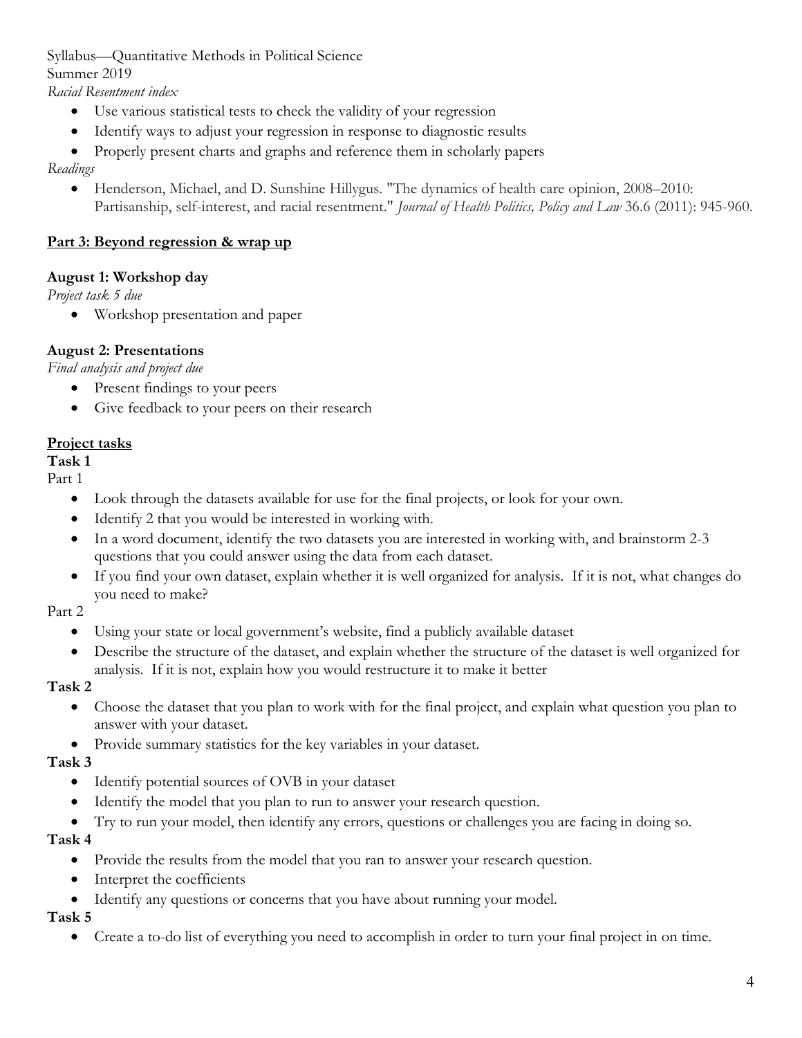*Racial Resentment index*

- Use various statistical tests to check the validity of your regression
- Identify ways to adjust your regression in response to diagnostic results
- Properly present charts and graphs and reference them in scholarly papers

*Readings*

- Henderson, Michael, and D. Sunshine Hillygus. "The dynamics of health care opinion, 2008–2010: Partisanship, self-interest, and racial resentment." *Journal of Health Politics, Policy and Law* 36.6 (2011): 945-960.

## Part 3: Beyond regression & wrap up

### August 1: Workshop day

*Project task 5 due*

- Workshop presentation and paper

### August 2: Presentations

*Final analysis and project due*

- Present findings to your peers
- Give feedback to your peers on their research

## Project tasks

### Task 1

Part 1

- Look through the datasets available for use for the final projects, or look for your own.
- Identify 2 that you would be interested in working with.
- In a word document, identify the two datasets you are interested in working with, and brainstorm 2-3 questions that you could answer using the data from each dataset.
- If you find your own dataset, explain whether it is well organized for analysis. If it is not, what changes do you need to make?

Part 2

- Using your state or local government's website, find a publicly available dataset
- Describe the structure of the dataset, and explain whether the structure of the dataset is well organized for analysis. If it is not, explain how you would restructure it to make it better

### Task 2

- Choose the dataset that you plan to work with for the final project, and explain what question you plan to answer with your dataset.
- Provide summary statistics for the key variables in your dataset.

### Task 3

- Identify potential sources of OVB in your dataset
- Identify the model that you plan to run to answer your research question.
- Try to run your model, then identify any errors, questions or challenges you are facing in doing so.

### Task 4

- Provide the results from the model that you ran to answer your research question.
- Interpret the coefficients
- Identify any questions or concerns that you have about running your model.

### Task 5

- Create a to-do list of everything you need to accomplish in order to turn your final project in on time.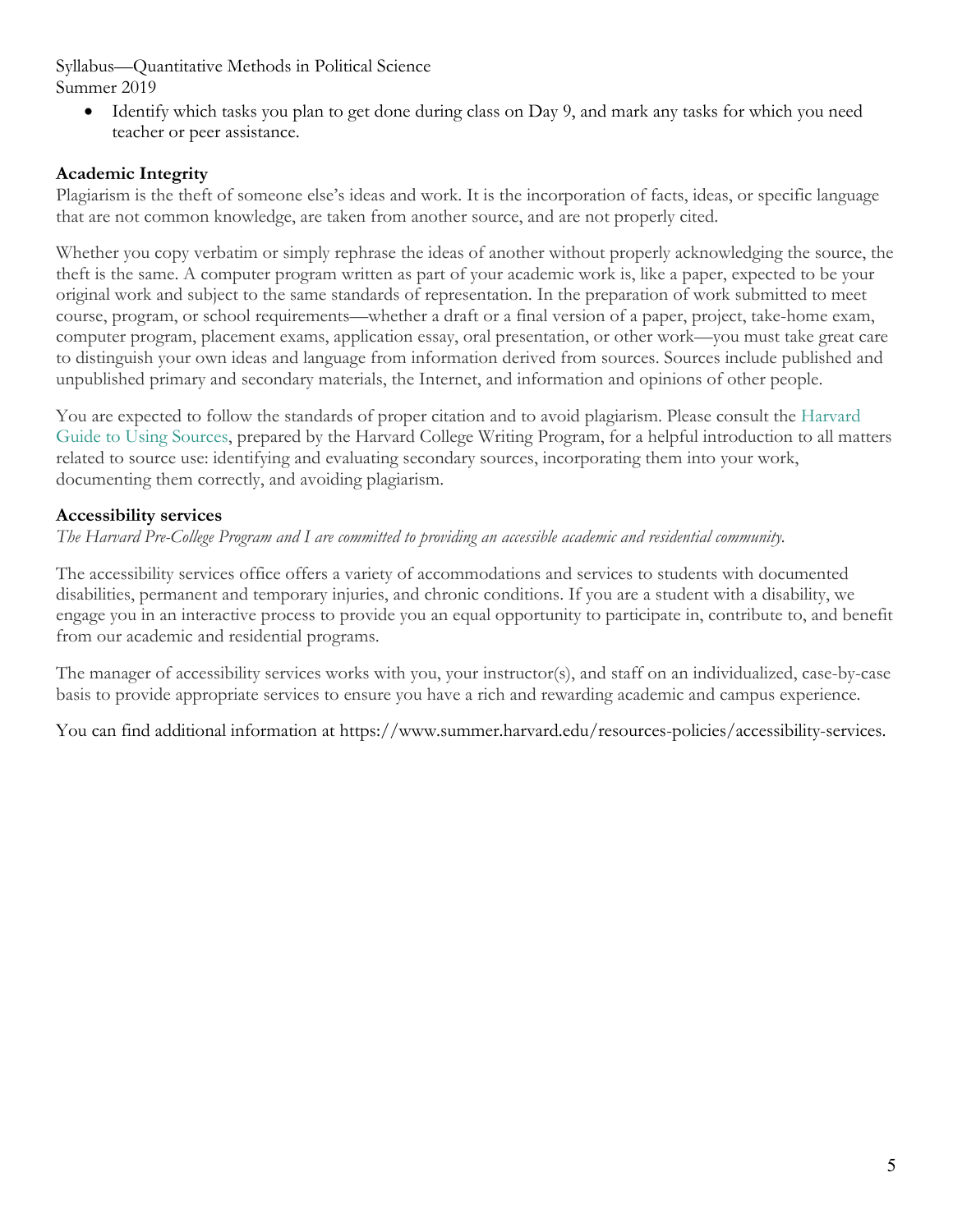- Identify which tasks you plan to get done during class on Day 9, and mark any tasks for which you need teacher or peer assistance.

**Academic Integrity**

Plagiarism is the theft of someone else's ideas and work. It is the incorporation of facts, ideas, or specific language that are not common knowledge, are taken from another source, and are not properly cited.

Whether you copy verbatim or simply rephrase the ideas of another without properly acknowledging the source, the theft is the same. A computer program written as part of your academic work is, like a paper, expected to be your original work and subject to the same standards of representation. In the preparation of work submitted to meet course, program, or school requirements—whether a draft or a final version of a paper, project, take-home exam, computer program, placement exams, application essay, oral presentation, or other work—you must take great care to distinguish your own ideas and language from information derived from sources. Sources include published and unpublished primary and secondary materials, the Internet, and information and opinions of other people.

You are expected to follow the standards of proper citation and to avoid plagiarism. Please consult the Harvard Guide to Using Sources, prepared by the Harvard College Writing Program, for a helpful introduction to all matters related to source use: identifying and evaluating secondary sources, incorporating them into your work, documenting them correctly, and avoiding plagiarism.

**Accessibility services**

*The Harvard Pre-College Program and I are committed to providing an accessible academic and residential community.*

The accessibility services office offers a variety of accommodations and services to students with documented disabilities, permanent and temporary injuries, and chronic conditions. If you are a student with a disability, we engage you in an interactive process to provide you an equal opportunity to participate in, contribute to, and benefit from our academic and residential programs.

The manager of accessibility services works with you, your instructor(s), and staff on an individualized, case-by-case basis to provide appropriate services to ensure you have a rich and rewarding academic and campus experience.

You can find additional information at https://www.summer.harvard.edu/resources-policies/accessibility-services.